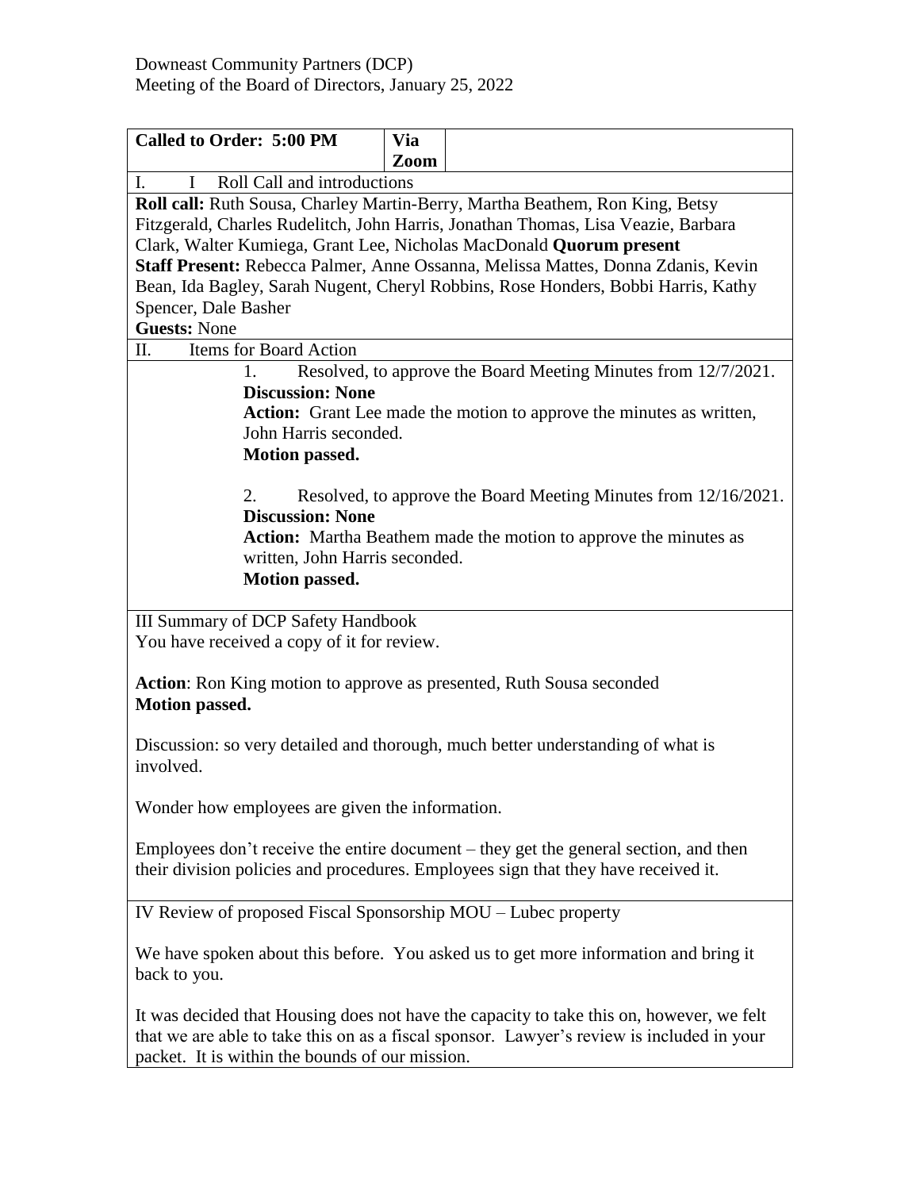Downeast Community Partners (DCP)
Meeting of the Board of Directors, January 25, 2022

| **Called to Order: 5:00 PM** | **Via Zoom** | |
|---|---|---|

I. I Roll Call and introductions

**Roll call:** Ruth Sousa, Charley Martin-Berry, Martha Beathem, Ron King, Betsy Fitzgerald, Charles Rudelitch, John Harris, Jonathan Thomas, Lisa Veazie, Barbara Clark, Walter Kumiega, Grant Lee, Nicholas MacDonald **Quorum present**
**Staff Present:** Rebecca Palmer, Anne Ossanna, Melissa Mattes, Donna Zdanis, Kevin Bean, Ida Bagley, Sarah Nugent, Cheryl Robbins, Rose Honders, Bobbi Harris, Kathy Spencer, Dale Basher
**Guests:** None

II. Items for Board Action

1. Resolved, to approve the Board Meeting Minutes from 12/7/2021.
   **Discussion: None**
   **Action:** Grant Lee made the motion to approve the minutes as written, John Harris seconded.
   **Motion passed.**

2. Resolved, to approve the Board Meeting Minutes from 12/16/2021.
   **Discussion: None**
   **Action:** Martha Beathem made the motion to approve the minutes as written, John Harris seconded.
   **Motion passed.**

III Summary of DCP Safety Handbook
You have received a copy of it for review.

**Action**: Ron King motion to approve as presented, Ruth Sousa seconded
**Motion passed.**

Discussion: so very detailed and thorough, much better understanding of what is involved.

Wonder how employees are given the information.

Employees don't receive the entire document – they get the general section, and then their division policies and procedures. Employees sign that they have received it.

IV Review of proposed Fiscal Sponsorship MOU – Lubec property

We have spoken about this before. You asked us to get more information and bring it back to you.

It was decided that Housing does not have the capacity to take this on, however, we felt that we are able to take this on as a fiscal sponsor. Lawyer's review is included in your packet. It is within the bounds of our mission.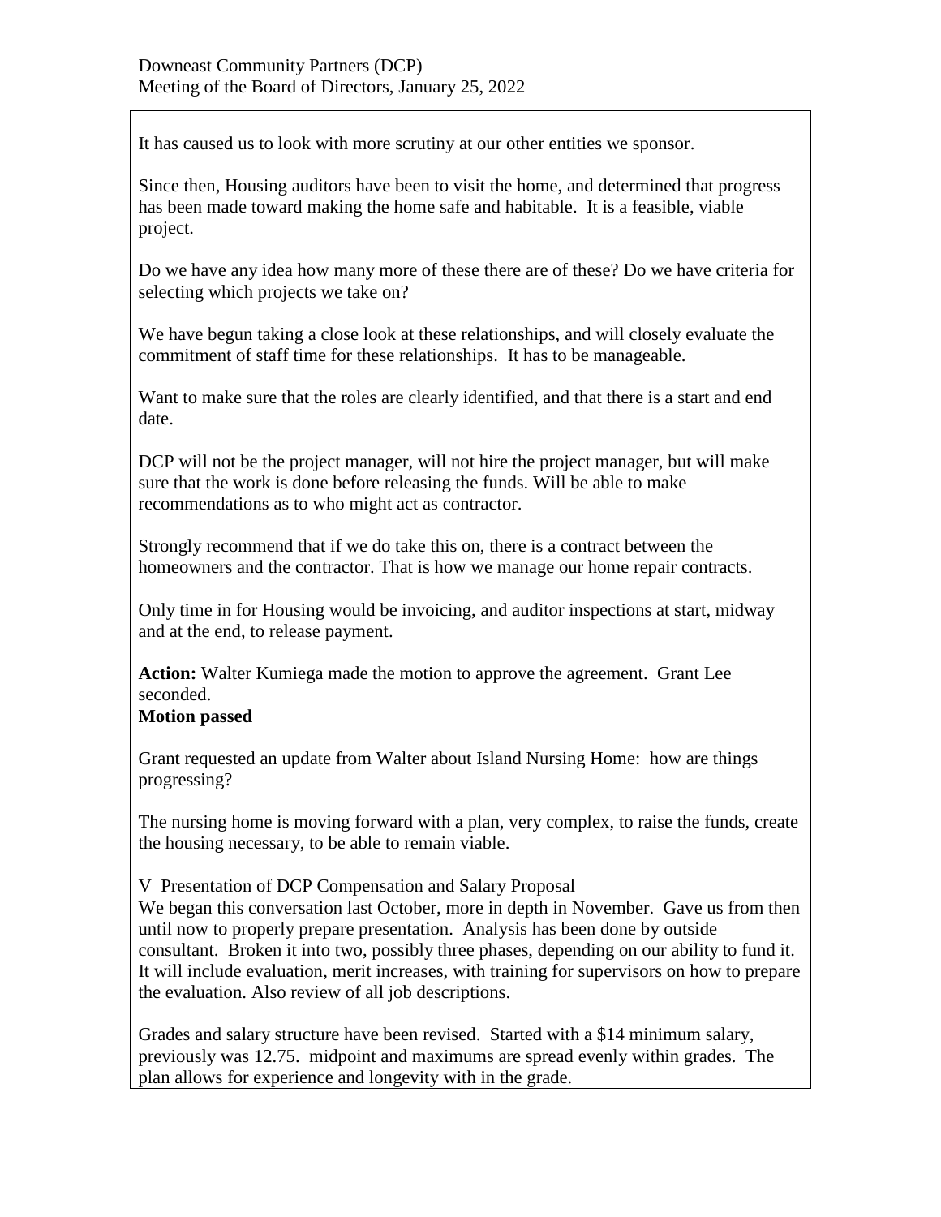It has caused us to look with more scrutiny at our other entities we sponsor.

Since then, Housing auditors have been to visit the home, and determined that progress has been made toward making the home safe and habitable. It is a feasible, viable project.

Do we have any idea how many more of these there are of these? Do we have criteria for selecting which projects we take on?

We have begun taking a close look at these relationships, and will closely evaluate the commitment of staff time for these relationships. It has to be manageable.

Want to make sure that the roles are clearly identified, and that there is a start and end date.

DCP will not be the project manager, will not hire the project manager, but will make sure that the work is done before releasing the funds. Will be able to make recommendations as to who might act as contractor.

Strongly recommend that if we do take this on, there is a contract between the homeowners and the contractor. That is how we manage our home repair contracts.

Only time in for Housing would be invoicing, and auditor inspections at start, midway and at the end, to release payment.

**Action:** Walter Kumiega made the motion to approve the agreement. Grant Lee seconded.
**Motion passed**

Grant requested an update from Walter about Island Nursing Home: how are things progressing?

The nursing home is moving forward with a plan, very complex, to raise the funds, create the housing necessary, to be able to remain viable.

V Presentation of DCP Compensation and Salary Proposal
We began this conversation last October, more in depth in November. Gave us from then until now to properly prepare presentation. Analysis has been done by outside consultant. Broken it into two, possibly three phases, depending on our ability to fund it. It will include evaluation, merit increases, with training for supervisors on how to prepare the evaluation. Also review of all job descriptions.

Grades and salary structure have been revised. Started with a $14 minimum salary, previously was 12.75. midpoint and maximums are spread evenly within grades. The plan allows for experience and longevity with in the grade.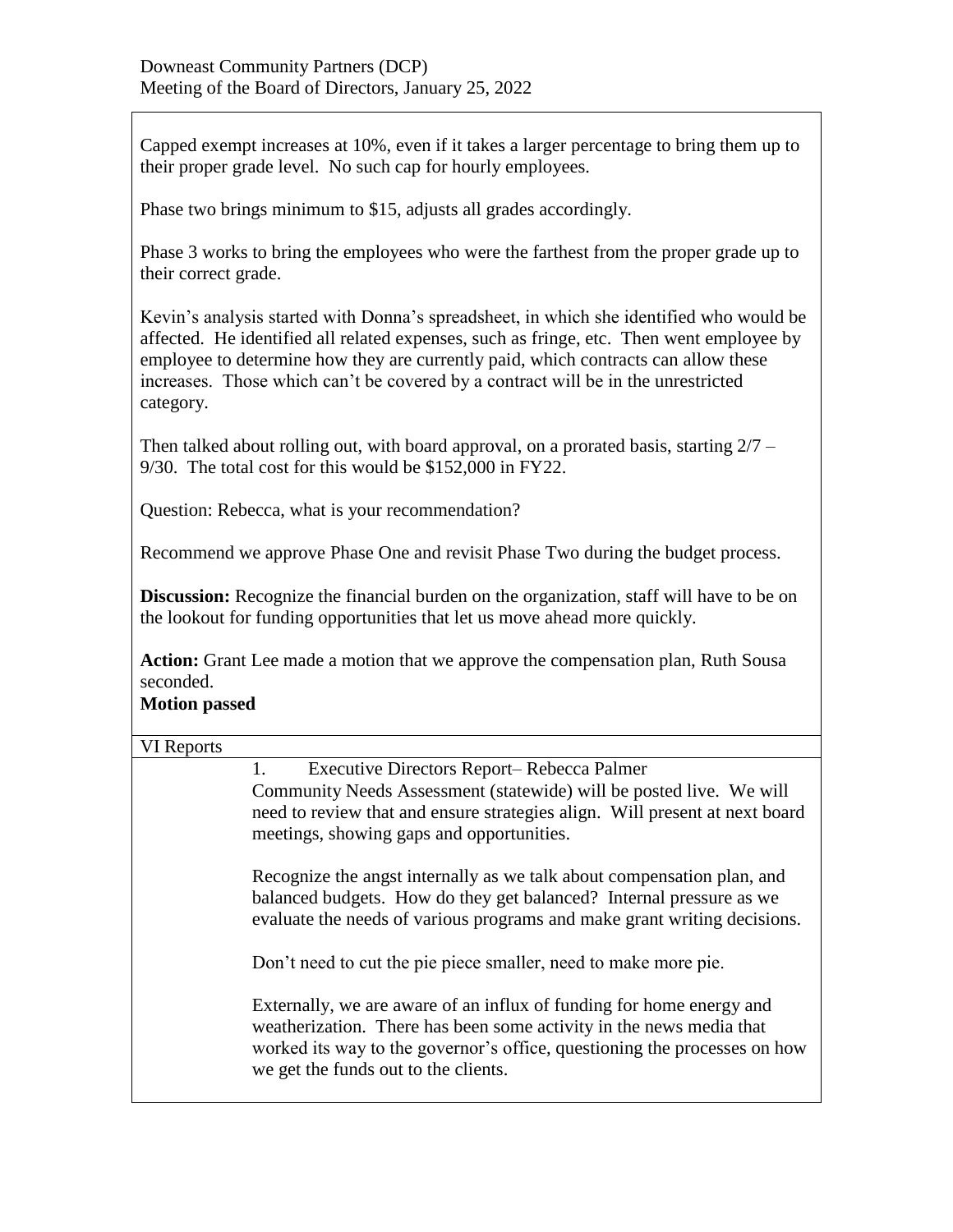Downeast Community Partners (DCP)
Meeting of the Board of Directors, January 25, 2022

Capped exempt increases at 10%, even if it takes a larger percentage to bring them up to their proper grade level. No such cap for hourly employees.

Phase two brings minimum to $15, adjusts all grades accordingly.

Phase 3 works to bring the employees who were the farthest from the proper grade up to their correct grade.

Kevin's analysis started with Donna's spreadsheet, in which she identified who would be affected. He identified all related expenses, such as fringe, etc. Then went employee by employee to determine how they are currently paid, which contracts can allow these increases. Those which can't be covered by a contract will be in the unrestricted category.

Then talked about rolling out, with board approval, on a prorated basis, starting 2/7 – 9/30. The total cost for this would be $152,000 in FY22.

Question: Rebecca, what is your recommendation?

Recommend we approve Phase One and revisit Phase Two during the budget process.

**Discussion:** Recognize the financial burden on the organization, staff will have to be on the lookout for funding opportunities that let us move ahead more quickly.

**Action:** Grant Lee made a motion that we approve the compensation plan, Ruth Sousa seconded.
**Motion passed**

VI Reports

1. Executive Directors Report– Rebecca Palmer

Community Needs Assessment (statewide) will be posted live. We will need to review that and ensure strategies align. Will present at next board meetings, showing gaps and opportunities.

Recognize the angst internally as we talk about compensation plan, and balanced budgets. How do they get balanced? Internal pressure as we evaluate the needs of various programs and make grant writing decisions.

Don't need to cut the pie piece smaller, need to make more pie.

Externally, we are aware of an influx of funding for home energy and weatherization. There has been some activity in the news media that worked its way to the governor's office, questioning the processes on how we get the funds out to the clients.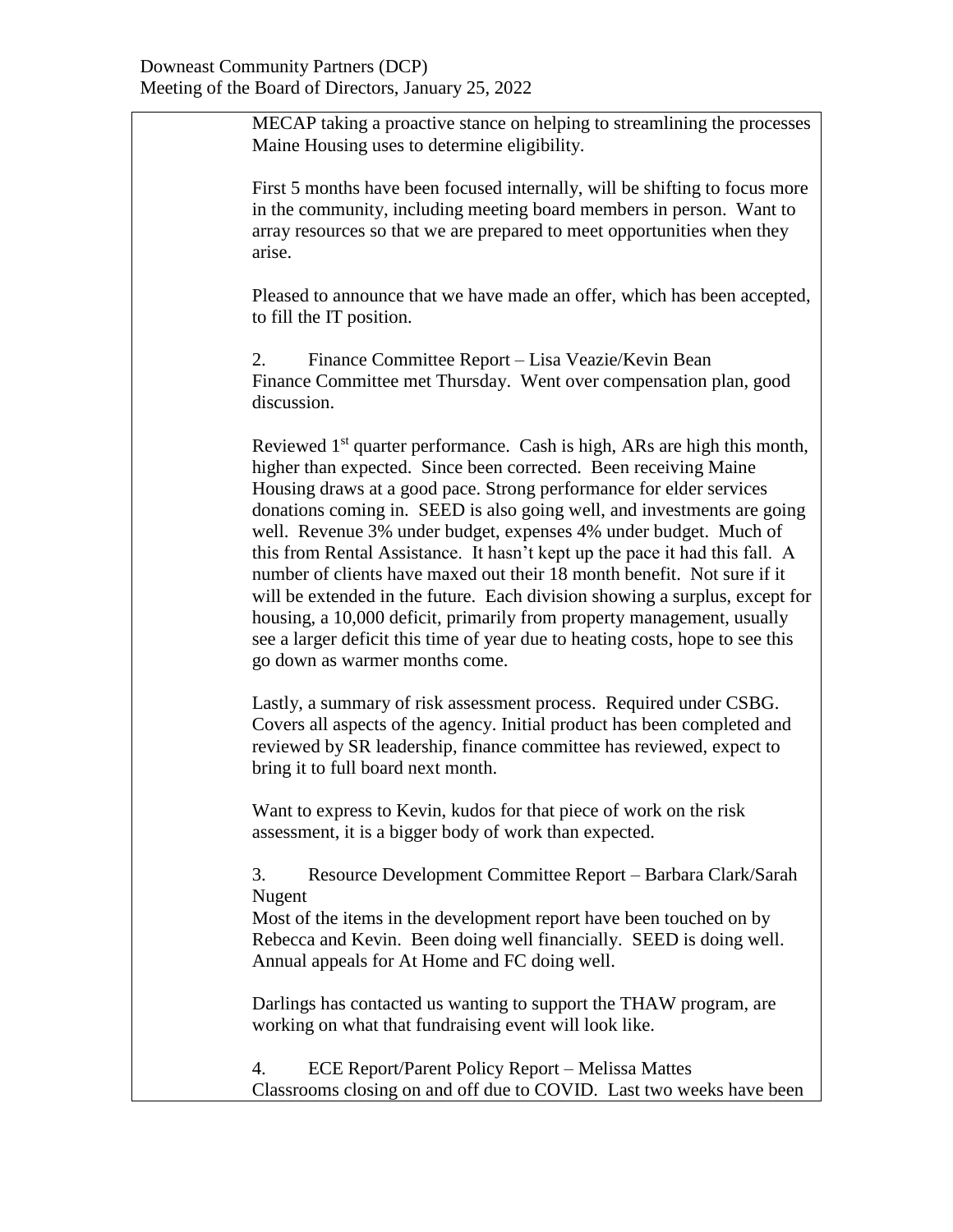MECAP taking a proactive stance on helping to streamlining the processes Maine Housing uses to determine eligibility.

First 5 months have been focused internally, will be shifting to focus more in the community, including meeting board members in person. Want to array resources so that we are prepared to meet opportunities when they arise.

Pleased to announce that we have made an offer, which has been accepted, to fill the IT position.

2. Finance Committee Report – Lisa Veazie/Kevin Bean
Finance Committee met Thursday. Went over compensation plan, good discussion.

Reviewed 1st quarter performance. Cash is high, ARs are high this month, higher than expected. Since been corrected. Been receiving Maine Housing draws at a good pace. Strong performance for elder services donations coming in. SEED is also going well, and investments are going well. Revenue 3% under budget, expenses 4% under budget. Much of this from Rental Assistance. It hasn't kept up the pace it had this fall. A number of clients have maxed out their 18 month benefit. Not sure if it will be extended in the future. Each division showing a surplus, except for housing, a 10,000 deficit, primarily from property management, usually see a larger deficit this time of year due to heating costs, hope to see this go down as warmer months come.

Lastly, a summary of risk assessment process. Required under CSBG. Covers all aspects of the agency. Initial product has been completed and reviewed by SR leadership, finance committee has reviewed, expect to bring it to full board next month.

Want to express to Kevin, kudos for that piece of work on the risk assessment, it is a bigger body of work than expected.

3. Resource Development Committee Report – Barbara Clark/Sarah Nugent
Most of the items in the development report have been touched on by Rebecca and Kevin. Been doing well financially. SEED is doing well. Annual appeals for At Home and FC doing well.

Darlings has contacted us wanting to support the THAW program, are working on what that fundraising event will look like.

4. ECE Report/Parent Policy Report – Melissa Mattes
Classrooms closing on and off due to COVID. Last two weeks have been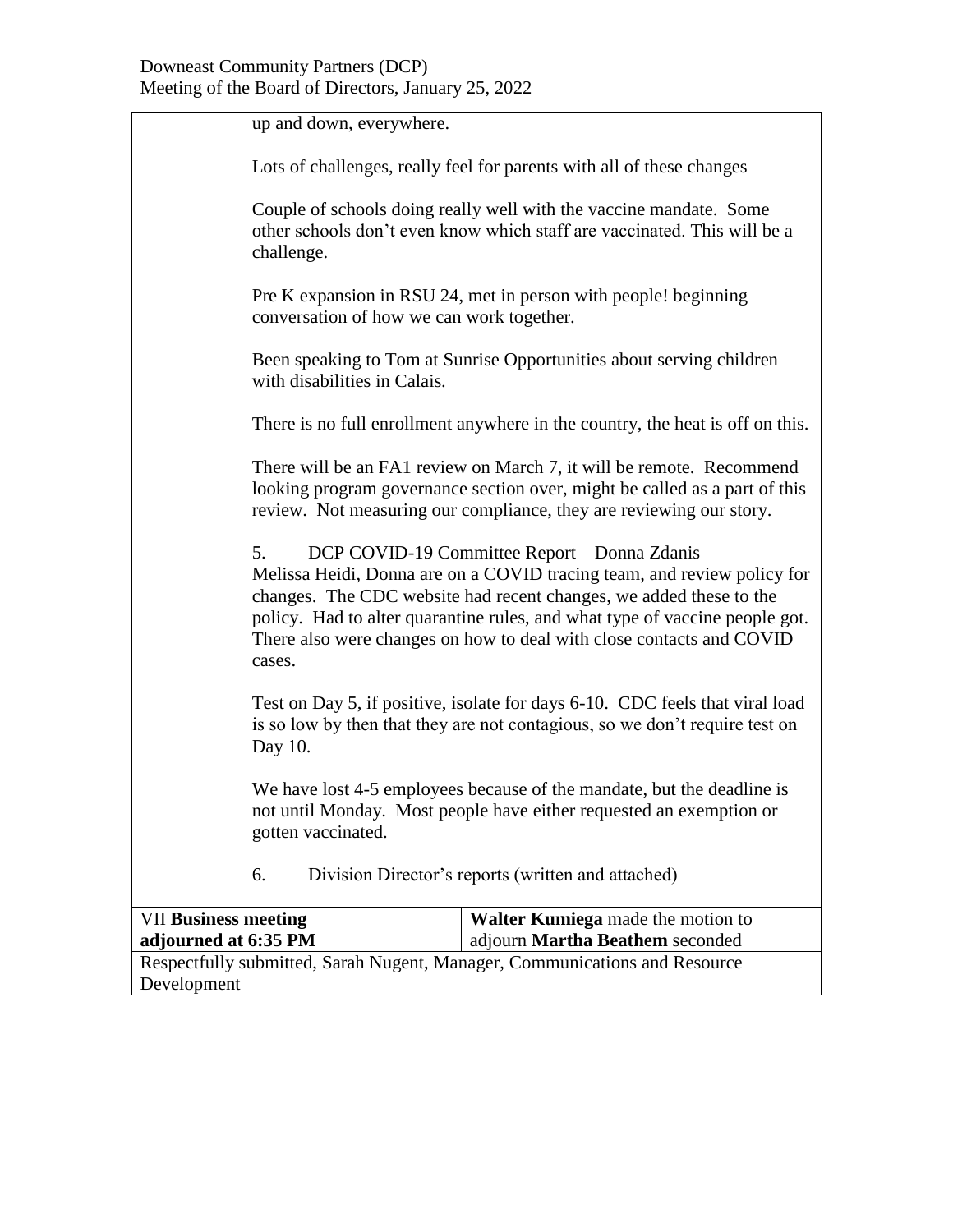up and down, everywhere.

Lots of challenges, really feel for parents with all of these changes

Couple of schools doing really well with the vaccine mandate. Some other schools don't even know which staff are vaccinated. This will be a challenge.

Pre K expansion in RSU 24, met in person with people! beginning conversation of how we can work together.

Been speaking to Tom at Sunrise Opportunities about serving children with disabilities in Calais.

There is no full enrollment anywhere in the country, the heat is off on this.

There will be an FA1 review on March 7, it will be remote. Recommend looking program governance section over, might be called as a part of this review. Not measuring our compliance, they are reviewing our story.

5. DCP COVID-19 Committee Report – Donna Zdanis
Melissa Heidi, Donna are on a COVID tracing team, and review policy for changes. The CDC website had recent changes, we added these to the policy. Had to alter quarantine rules, and what type of vaccine people got. There also were changes on how to deal with close contacts and COVID cases.

Test on Day 5, if positive, isolate for days 6-10. CDC feels that viral load is so low by then that they are not contagious, so we don't require test on Day 10.

We have lost 4-5 employees because of the mandate, but the deadline is not until Monday. Most people have either requested an exemption or gotten vaccinated.

6. Division Director's reports (written and attached)

| | | |
|---|---|---|
| VII **Business meeting adjourned at 6:35 PM** | | **Walter Kumiega** made the motion to adjourn **Martha Beathem** seconded |

Respectfully submitted, Sarah Nugent, Manager, Communications and Resource Development